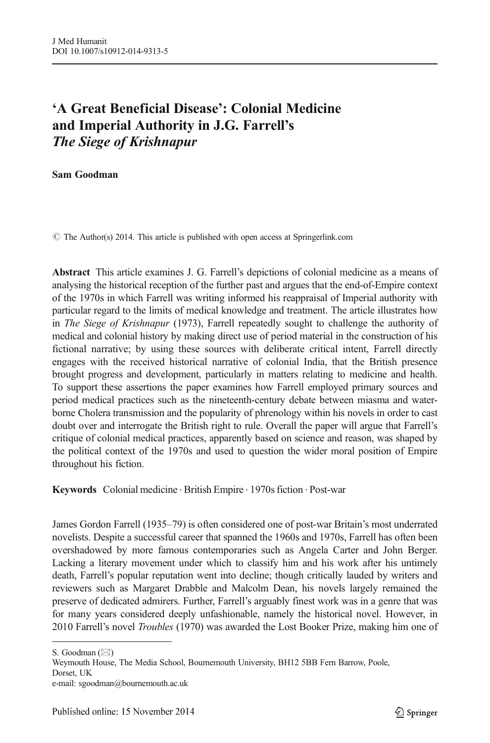# 'A Great Beneficial Disease': Colonial Medicine and Imperial Authority in J.G. Farrell's *The Siege of Krishnapur*

**Sam Goodman**

© The Author(s) 2014. This article is published with open access at Springerlink.com

**Abstract** This article examines J. G. Farrell's depictions of colonial medicine as a means of analysing the historical reception of the further past and argues that the end-of-Empire context of the 1970s in which Farrell was writing informed his reappraisal of Imperial authority with particular regard to the limits of medical knowledge and treatment. The article illustrates how in *The Siege of Krishnapur* (1973), Farrell repeatedly sought to challenge the authority of medical and colonial history by making direct use of period material in the construction of his fictional narrative; by using these sources with deliberate critical intent, Farrell directly engages with the received historical narrative of colonial India, that the British presence brought progress and development, particularly in matters relating to medicine and health. To support these assertions the paper examines how Farrell employed primary sources and period medical practices such as the nineteenth-century debate between miasma and water-borne Cholera transmission and the popularity of phrenology within his novels in order to cast doubt over and interrogate the British right to rule. Overall the paper will argue that Farrell's critique of colonial medical practices, apparently based on science and reason, was shaped by the political context of the 1970s and used to question the wider moral position of Empire throughout his fiction.

**Keywords** Colonial medicine · British Empire · 1970s fiction · Post-war

James Gordon Farrell (1935–79) is often considered one of post-war Britain's most underrated novelists. Despite a successful career that spanned the 1960s and 1970s, Farrell has often been overshadowed by more famous contemporaries such as Angela Carter and John Berger. Lacking a literary movement under which to classify him and his work after his untimely death, Farrell's popular reputation went into decline; though critically lauded by writers and reviewers such as Margaret Drabble and Malcolm Dean, his novels largely remained the preserve of dedicated admirers. Further, Farrell's arguably finest work was in a genre that was for many years considered deeply unfashionable, namely the historical novel. However, in 2010 Farrell's novel *Troubles* (1970) was awarded the Lost Booker Prize, making him one of

S. Goodman (✉)
Weymouth House, The Media School, Bournemouth University, BH12 5BB Fern Barrow, Poole, Dorset, UK
e-mail: sgoodman@bournemouth.ac.uk

Published online: 15 November 2014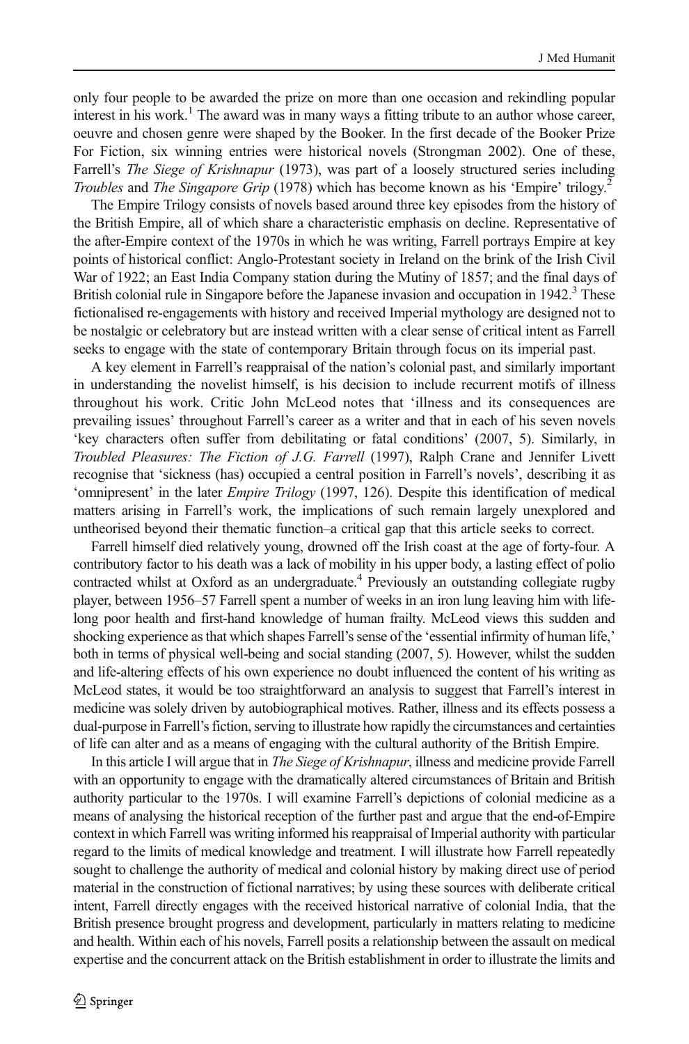only four people to be awarded the prize on more than one occasion and rekindling popular interest in his work.[1] The award was in many ways a fitting tribute to an author whose career, oeuvre and chosen genre were shaped by the Booker. In the first decade of the Booker Prize For Fiction, six winning entries were historical novels (Strongman 2002). One of these, Farrell's *The Siege of Krishnapur* (1973), was part of a loosely structured series including *Troubles* and *The Singapore Grip* (1978) which has become known as his 'Empire' trilogy.[2]

The Empire Trilogy consists of novels based around three key episodes from the history of the British Empire, all of which share a characteristic emphasis on decline. Representative of the after-Empire context of the 1970s in which he was writing, Farrell portrays Empire at key points of historical conflict: Anglo-Protestant society in Ireland on the brink of the Irish Civil War of 1922; an East India Company station during the Mutiny of 1857; and the final days of British colonial rule in Singapore before the Japanese invasion and occupation in 1942.[3] These fictionalised re-engagements with history and received Imperial mythology are designed not to be nostalgic or celebratory but are instead written with a clear sense of critical intent as Farrell seeks to engage with the state of contemporary Britain through focus on its imperial past.

A key element in Farrell's reappraisal of the nation's colonial past, and similarly important in understanding the novelist himself, is his decision to include recurrent motifs of illness throughout his work. Critic John McLeod notes that 'illness and its consequences are prevailing issues' throughout Farrell's career as a writer and that in each of his seven novels 'key characters often suffer from debilitating or fatal conditions' (2007, 5). Similarly, in *Troubled Pleasures: The Fiction of J.G. Farrell* (1997), Ralph Crane and Jennifer Livett recognise that 'sickness (has) occupied a central position in Farrell's novels', describing it as 'omnipresent' in the later *Empire Trilogy* (1997, 126). Despite this identification of medical matters arising in Farrell's work, the implications of such remain largely unexplored and untheorised beyond their thematic function–a critical gap that this article seeks to correct.

Farrell himself died relatively young, drowned off the Irish coast at the age of forty-four. A contributory factor to his death was a lack of mobility in his upper body, a lasting effect of polio contracted whilst at Oxford as an undergraduate.[4] Previously an outstanding collegiate rugby player, between 1956–57 Farrell spent a number of weeks in an iron lung leaving him with life-long poor health and first-hand knowledge of human frailty. McLeod views this sudden and shocking experience as that which shapes Farrell's sense of the 'essential infirmity of human life,' both in terms of physical well-being and social standing (2007, 5). However, whilst the sudden and life-altering effects of his own experience no doubt influenced the content of his writing as McLeod states, it would be too straightforward an analysis to suggest that Farrell's interest in medicine was solely driven by autobiographical motives. Rather, illness and its effects possess a dual-purpose in Farrell's fiction, serving to illustrate how rapidly the circumstances and certainties of life can alter and as a means of engaging with the cultural authority of the British Empire.

In this article I will argue that in *The Siege of Krishnapur*, illness and medicine provide Farrell with an opportunity to engage with the dramatically altered circumstances of Britain and British authority particular to the 1970s. I will examine Farrell's depictions of colonial medicine as a means of analysing the historical reception of the further past and argue that the end-of-Empire context in which Farrell was writing informed his reappraisal of Imperial authority with particular regard to the limits of medical knowledge and treatment. I will illustrate how Farrell repeatedly sought to challenge the authority of medical and colonial history by making direct use of period material in the construction of fictional narratives; by using these sources with deliberate critical intent, Farrell directly engages with the received historical narrative of colonial India, that the British presence brought progress and development, particularly in matters relating to medicine and health. Within each of his novels, Farrell posits a relationship between the assault on medical expertise and the concurrent attack on the British establishment in order to illustrate the limits and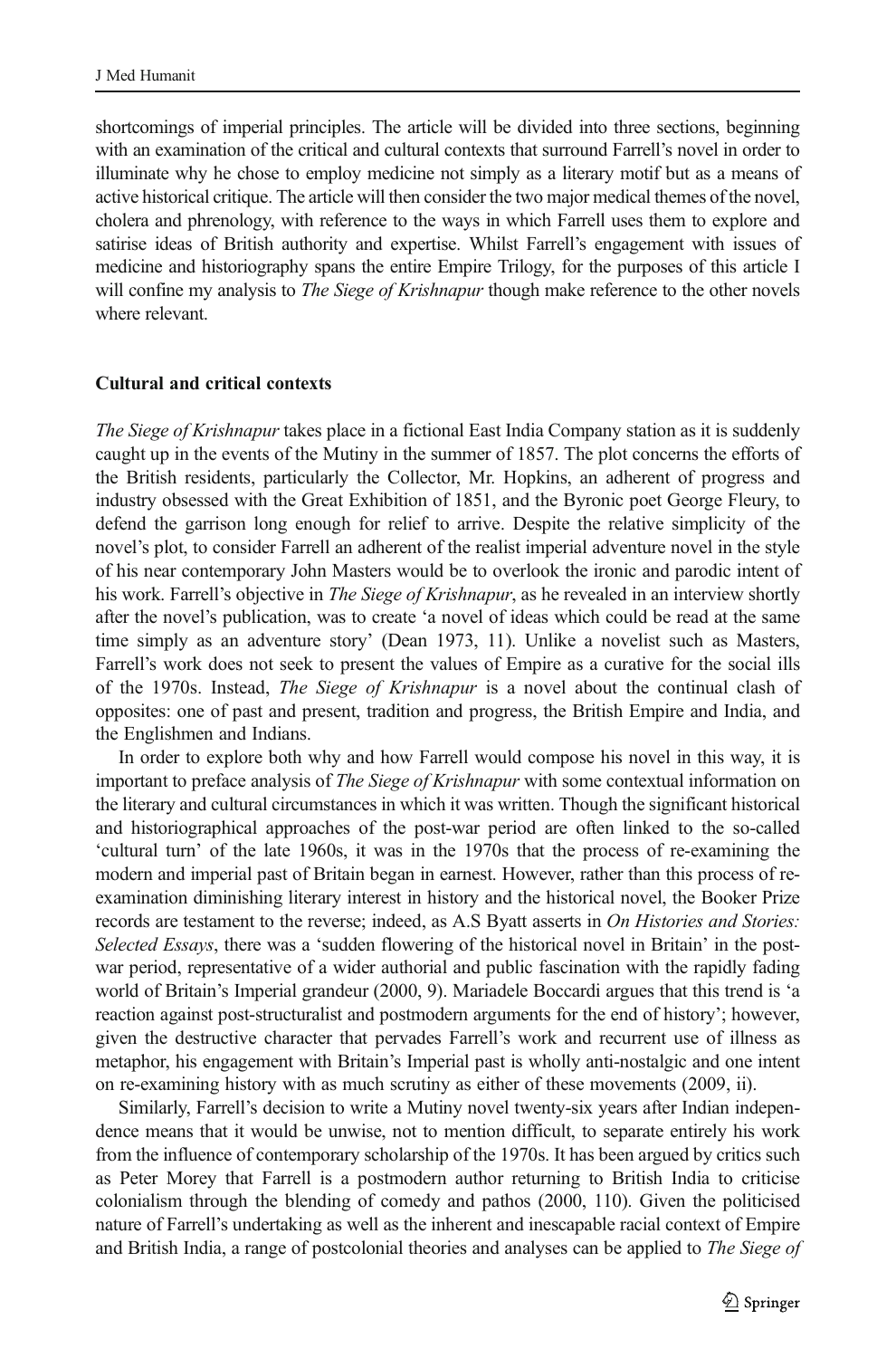shortcomings of imperial principles. The article will be divided into three sections, beginning with an examination of the critical and cultural contexts that surround Farrell's novel in order to illuminate why he chose to employ medicine not simply as a literary motif but as a means of active historical critique. The article will then consider the two major medical themes of the novel, cholera and phrenology, with reference to the ways in which Farrell uses them to explore and satirise ideas of British authority and expertise. Whilst Farrell's engagement with issues of medicine and historiography spans the entire Empire Trilogy, for the purposes of this article I will confine my analysis to *The Siege of Krishnapur* though make reference to the other novels where relevant.

## Cultural and critical contexts

*The Siege of Krishnapur* takes place in a fictional East India Company station as it is suddenly caught up in the events of the Mutiny in the summer of 1857. The plot concerns the efforts of the British residents, particularly the Collector, Mr. Hopkins, an adherent of progress and industry obsessed with the Great Exhibition of 1851, and the Byronic poet George Fleury, to defend the garrison long enough for relief to arrive. Despite the relative simplicity of the novel's plot, to consider Farrell an adherent of the realist imperial adventure novel in the style of his near contemporary John Masters would be to overlook the ironic and parodic intent of his work. Farrell's objective in *The Siege of Krishnapur*, as he revealed in an interview shortly after the novel's publication, was to create 'a novel of ideas which could be read at the same time simply as an adventure story' (Dean 1973, 11). Unlike a novelist such as Masters, Farrell's work does not seek to present the values of Empire as a curative for the social ills of the 1970s. Instead, *The Siege of Krishnapur* is a novel about the continual clash of opposites: one of past and present, tradition and progress, the British Empire and India, and the Englishmen and Indians.

In order to explore both why and how Farrell would compose his novel in this way, it is important to preface analysis of *The Siege of Krishnapur* with some contextual information on the literary and cultural circumstances in which it was written. Though the significant historical and historiographical approaches of the post-war period are often linked to the so-called 'cultural turn' of the late 1960s, it was in the 1970s that the process of re-examining the modern and imperial past of Britain began in earnest. However, rather than this process of re-examination diminishing literary interest in history and the historical novel, the Booker Prize records are testament to the reverse; indeed, as A.S Byatt asserts in *On Histories and Stories: Selected Essays*, there was a 'sudden flowering of the historical novel in Britain' in the post-war period, representative of a wider authorial and public fascination with the rapidly fading world of Britain's Imperial grandeur (2000, 9). Mariadele Boccardi argues that this trend is 'a reaction against post-structuralist and postmodern arguments for the end of history'; however, given the destructive character that pervades Farrell's work and recurrent use of illness as metaphor, his engagement with Britain's Imperial past is wholly anti-nostalgic and one intent on re-examining history with as much scrutiny as either of these movements (2009, ii).

Similarly, Farrell's decision to write a Mutiny novel twenty-six years after Indian independence means that it would be unwise, not to mention difficult, to separate entirely his work from the influence of contemporary scholarship of the 1970s. It has been argued by critics such as Peter Morey that Farrell is a postmodern author returning to British India to criticise colonialism through the blending of comedy and pathos (2000, 110). Given the politicised nature of Farrell's undertaking as well as the inherent and inescapable racial context of Empire and British India, a range of postcolonial theories and analyses can be applied to *The Siege of*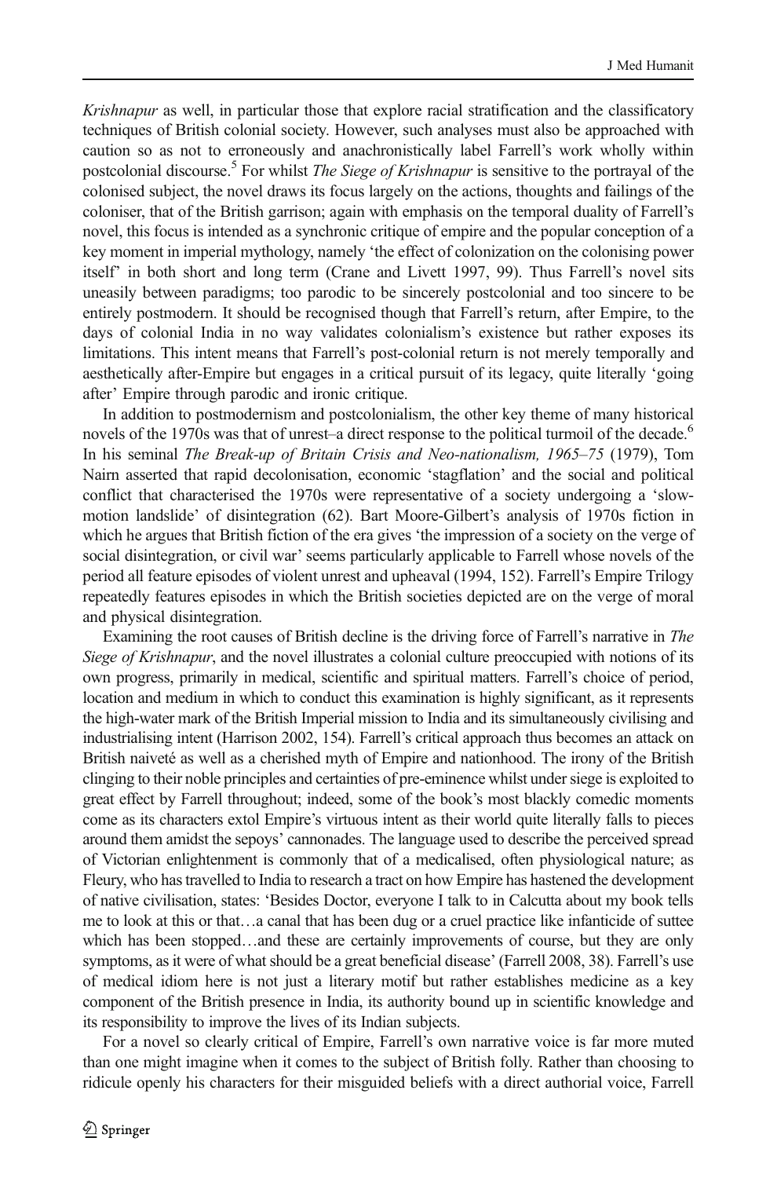*Krishnapur* as well, in particular those that explore racial stratification and the classificatory techniques of British colonial society. However, such analyses must also be approached with caution so as not to erroneously and anachronistically label Farrell's work wholly within postcolonial discourse.[5] For whilst *The Siege of Krishnapur* is sensitive to the portrayal of the colonised subject, the novel draws its focus largely on the actions, thoughts and failings of the coloniser, that of the British garrison; again with emphasis on the temporal duality of Farrell's novel, this focus is intended as a synchronic critique of empire and the popular conception of a key moment in imperial mythology, namely 'the effect of colonization on the colonising power itself' in both short and long term (Crane and Livett 1997, 99). Thus Farrell's novel sits uneasily between paradigms; too parodic to be sincerely postcolonial and too sincere to be entirely postmodern. It should be recognised though that Farrell's return, after Empire, to the days of colonial India in no way validates colonialism's existence but rather exposes its limitations. This intent means that Farrell's post-colonial return is not merely temporally and aesthetically after-Empire but engages in a critical pursuit of its legacy, quite literally 'going after' Empire through parodic and ironic critique.

In addition to postmodernism and postcolonialism, the other key theme of many historical novels of the 1970s was that of unrest–a direct response to the political turmoil of the decade.[6] In his seminal *The Break-up of Britain Crisis and Neo-nationalism, 1965–75* (1979), Tom Nairn asserted that rapid decolonisation, economic 'stagflation' and the social and political conflict that characterised the 1970s were representative of a society undergoing a 'slow-motion landslide' of disintegration (62). Bart Moore-Gilbert's analysis of 1970s fiction in which he argues that British fiction of the era gives 'the impression of a society on the verge of social disintegration, or civil war' seems particularly applicable to Farrell whose novels of the period all feature episodes of violent unrest and upheaval (1994, 152). Farrell's Empire Trilogy repeatedly features episodes in which the British societies depicted are on the verge of moral and physical disintegration.

Examining the root causes of British decline is the driving force of Farrell's narrative in *The Siege of Krishnapur*, and the novel illustrates a colonial culture preoccupied with notions of its own progress, primarily in medical, scientific and spiritual matters. Farrell's choice of period, location and medium in which to conduct this examination is highly significant, as it represents the high-water mark of the British Imperial mission to India and its simultaneously civilising and industrialising intent (Harrison 2002, 154). Farrell's critical approach thus becomes an attack on British naiveté as well as a cherished myth of Empire and nationhood. The irony of the British clinging to their noble principles and certainties of pre-eminence whilst under siege is exploited to great effect by Farrell throughout; indeed, some of the book's most blackly comedic moments come as its characters extol Empire's virtuous intent as their world quite literally falls to pieces around them amidst the sepoys' cannonades. The language used to describe the perceived spread of Victorian enlightenment is commonly that of a medicalised, often physiological nature; as Fleury, who has travelled to India to research a tract on how Empire has hastened the development of native civilisation, states: 'Besides Doctor, everyone I talk to in Calcutta about my book tells me to look at this or that…a canal that has been dug or a cruel practice like infanticide of suttee which has been stopped…and these are certainly improvements of course, but they are only symptoms, as it were of what should be a great beneficial disease' (Farrell 2008, 38). Farrell's use of medical idiom here is not just a literary motif but rather establishes medicine as a key component of the British presence in India, its authority bound up in scientific knowledge and its responsibility to improve the lives of its Indian subjects.

For a novel so clearly critical of Empire, Farrell's own narrative voice is far more muted than one might imagine when it comes to the subject of British folly. Rather than choosing to ridicule openly his characters for their misguided beliefs with a direct authorial voice, Farrell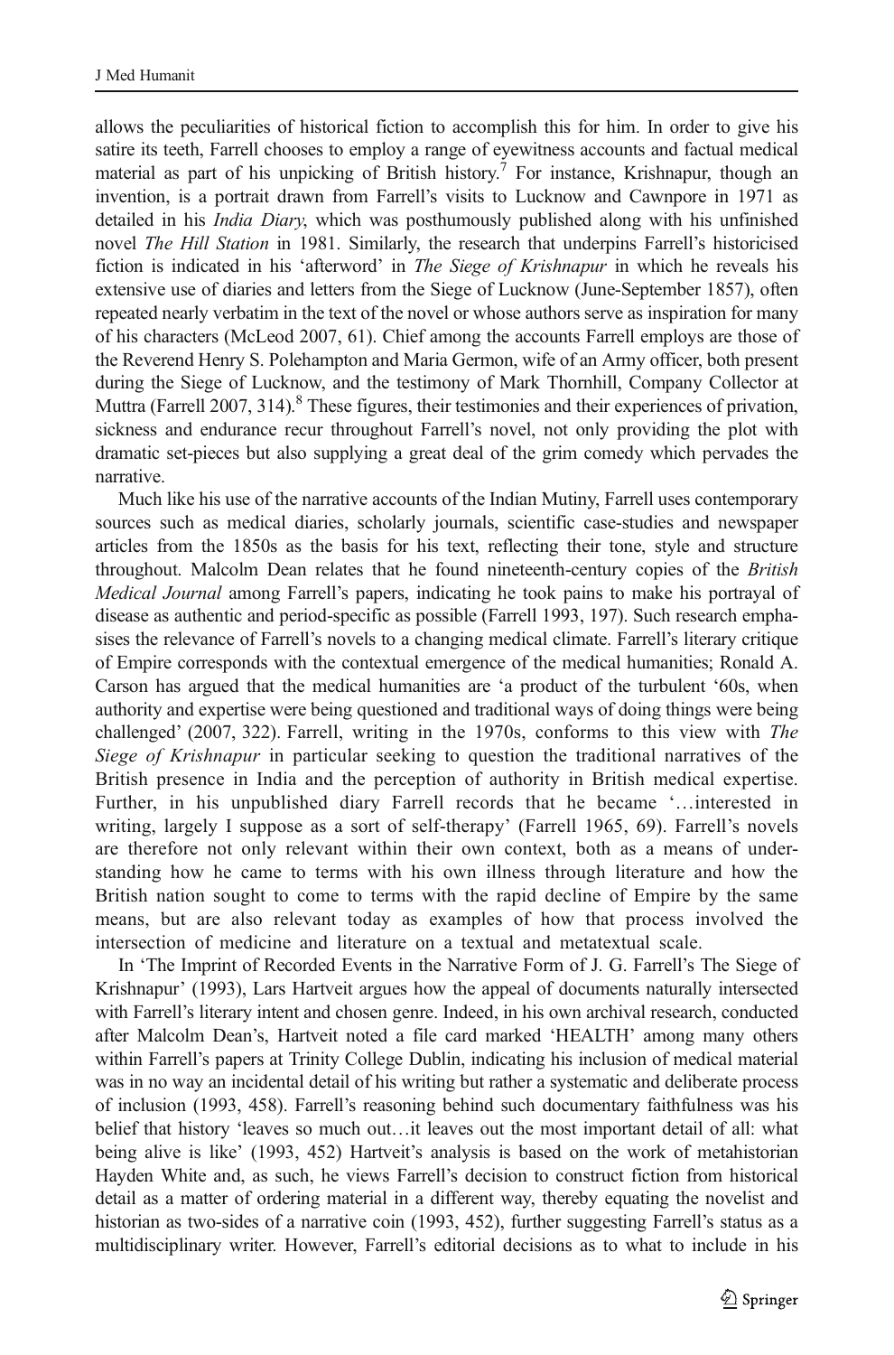allows the peculiarities of historical fiction to accomplish this for him. In order to give his satire its teeth, Farrell chooses to employ a range of eyewitness accounts and factual medical material as part of his unpicking of British history.[7] For instance, Krishnapur, though an invention, is a portrait drawn from Farrell's visits to Lucknow and Cawnpore in 1971 as detailed in his *India Diary*, which was posthumously published along with his unfinished novel *The Hill Station* in 1981. Similarly, the research that underpins Farrell's historicised fiction is indicated in his 'afterword' in *The Siege of Krishnapur* in which he reveals his extensive use of diaries and letters from the Siege of Lucknow (June-September 1857), often repeated nearly verbatim in the text of the novel or whose authors serve as inspiration for many of his characters (McLeod 2007, 61). Chief among the accounts Farrell employs are those of the Reverend Henry S. Polehampton and Maria Germon, wife of an Army officer, both present during the Siege of Lucknow, and the testimony of Mark Thornhill, Company Collector at Muttra (Farrell 2007, 314).[8] These figures, their testimonies and their experiences of privation, sickness and endurance recur throughout Farrell's novel, not only providing the plot with dramatic set-pieces but also supplying a great deal of the grim comedy which pervades the narrative.

Much like his use of the narrative accounts of the Indian Mutiny, Farrell uses contemporary sources such as medical diaries, scholarly journals, scientific case-studies and newspaper articles from the 1850s as the basis for his text, reflecting their tone, style and structure throughout. Malcolm Dean relates that he found nineteenth-century copies of the *British Medical Journal* among Farrell's papers, indicating he took pains to make his portrayal of disease as authentic and period-specific as possible (Farrell 1993, 197). Such research emphasises the relevance of Farrell's novels to a changing medical climate. Farrell's literary critique of Empire corresponds with the contextual emergence of the medical humanities; Ronald A. Carson has argued that the medical humanities are 'a product of the turbulent '60s, when authority and expertise were being questioned and traditional ways of doing things were being challenged' (2007, 322). Farrell, writing in the 1970s, conforms to this view with *The Siege of Krishnapur* in particular seeking to question the traditional narratives of the British presence in India and the perception of authority in British medical expertise. Further, in his unpublished diary Farrell records that he became '…interested in writing, largely I suppose as a sort of self-therapy' (Farrell 1965, 69). Farrell's novels are therefore not only relevant within their own context, both as a means of understanding how he came to terms with his own illness through literature and how the British nation sought to come to terms with the rapid decline of Empire by the same means, but are also relevant today as examples of how that process involved the intersection of medicine and literature on a textual and metatextual scale.

In 'The Imprint of Recorded Events in the Narrative Form of J. G. Farrell's The Siege of Krishnapur' (1993), Lars Hartveit argues how the appeal of documents naturally intersected with Farrell's literary intent and chosen genre. Indeed, in his own archival research, conducted after Malcolm Dean's, Hartveit noted a file card marked 'HEALTH' among many others within Farrell's papers at Trinity College Dublin, indicating his inclusion of medical material was in no way an incidental detail of his writing but rather a systematic and deliberate process of inclusion (1993, 458). Farrell's reasoning behind such documentary faithfulness was his belief that history 'leaves so much out…it leaves out the most important detail of all: what being alive is like' (1993, 452) Hartveit's analysis is based on the work of metahistorian Hayden White and, as such, he views Farrell's decision to construct fiction from historical detail as a matter of ordering material in a different way, thereby equating the novelist and historian as two-sides of a narrative coin (1993, 452), further suggesting Farrell's status as a multidisciplinary writer. However, Farrell's editorial decisions as to what to include in his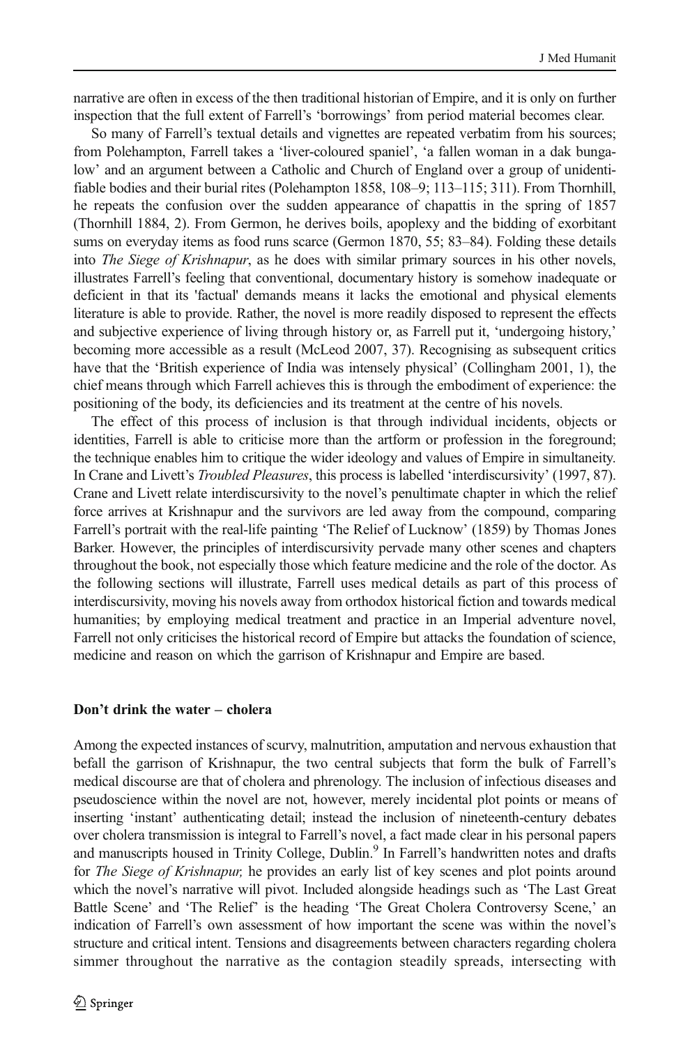narrative are often in excess of the then traditional historian of Empire, and it is only on further inspection that the full extent of Farrell's 'borrowings' from period material becomes clear.

So many of Farrell's textual details and vignettes are repeated verbatim from his sources; from Polehampton, Farrell takes a 'liver-coloured spaniel', 'a fallen woman in a dak bungalow' and an argument between a Catholic and Church of England over a group of unidentifiable bodies and their burial rites (Polehampton 1858, 108–9; 113–115; 311). From Thornhill, he repeats the confusion over the sudden appearance of chapattis in the spring of 1857 (Thornhill 1884, 2). From Germon, he derives boils, apoplexy and the bidding of exorbitant sums on everyday items as food runs scarce (Germon 1870, 55; 83–84). Folding these details into *The Siege of Krishnapur*, as he does with similar primary sources in his other novels, illustrates Farrell's feeling that conventional, documentary history is somehow inadequate or deficient in that its 'factual' demands means it lacks the emotional and physical elements literature is able to provide. Rather, the novel is more readily disposed to represent the effects and subjective experience of living through history or, as Farrell put it, 'undergoing history,' becoming more accessible as a result (McLeod 2007, 37). Recognising as subsequent critics have that the 'British experience of India was intensely physical' (Collingham 2001, 1), the chief means through which Farrell achieves this is through the embodiment of experience: the positioning of the body, its deficiencies and its treatment at the centre of his novels.

The effect of this process of inclusion is that through individual incidents, objects or identities, Farrell is able to criticise more than the artform or profession in the foreground; the technique enables him to critique the wider ideology and values of Empire in simultaneity. In Crane and Livett's *Troubled Pleasures*, this process is labelled 'interdiscursivity' (1997, 87). Crane and Livett relate interdiscursivity to the novel's penultimate chapter in which the relief force arrives at Krishnapur and the survivors are led away from the compound, comparing Farrell's portrait with the real-life painting 'The Relief of Lucknow' (1859) by Thomas Jones Barker. However, the principles of interdiscursivity pervade many other scenes and chapters throughout the book, not especially those which feature medicine and the role of the doctor. As the following sections will illustrate, Farrell uses medical details as part of this process of interdiscursivity, moving his novels away from orthodox historical fiction and towards medical humanities; by employing medical treatment and practice in an Imperial adventure novel, Farrell not only criticises the historical record of Empire but attacks the foundation of science, medicine and reason on which the garrison of Krishnapur and Empire are based.

## Don't drink the water – cholera

Among the expected instances of scurvy, malnutrition, amputation and nervous exhaustion that befall the garrison of Krishnapur, the two central subjects that form the bulk of Farrell's medical discourse are that of cholera and phrenology. The inclusion of infectious diseases and pseudoscience within the novel are not, however, merely incidental plot points or means of inserting 'instant' authenticating detail; instead the inclusion of nineteenth-century debates over cholera transmission is integral to Farrell's novel, a fact made clear in his personal papers and manuscripts housed in Trinity College, Dublin.[9] In Farrell's handwritten notes and drafts for *The Siege of Krishnapur,* he provides an early list of key scenes and plot points around which the novel's narrative will pivot. Included alongside headings such as 'The Last Great Battle Scene' and 'The Relief' is the heading 'The Great Cholera Controversy Scene,' an indication of Farrell's own assessment of how important the scene was within the novel's structure and critical intent. Tensions and disagreements between characters regarding cholera simmer throughout the narrative as the contagion steadily spreads, intersecting with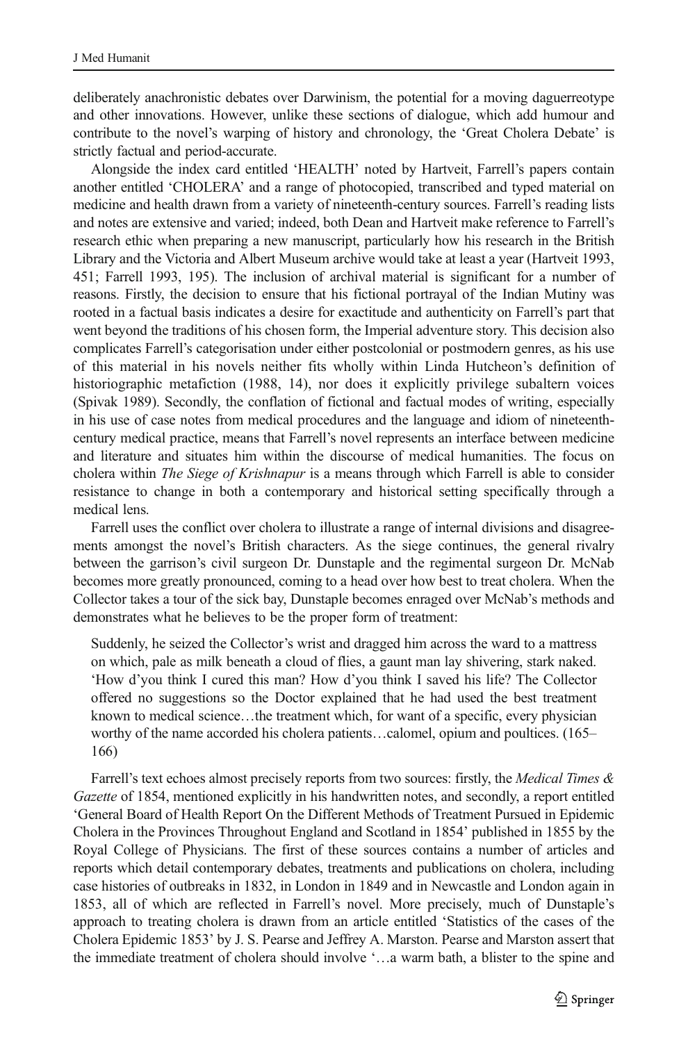deliberately anachronistic debates over Darwinism, the potential for a moving daguerreotype and other innovations. However, unlike these sections of dialogue, which add humour and contribute to the novel's warping of history and chronology, the 'Great Cholera Debate' is strictly factual and period-accurate.

Alongside the index card entitled 'HEALTH' noted by Hartveit, Farrell's papers contain another entitled 'CHOLERA' and a range of photocopied, transcribed and typed material on medicine and health drawn from a variety of nineteenth-century sources. Farrell's reading lists and notes are extensive and varied; indeed, both Dean and Hartveit make reference to Farrell's research ethic when preparing a new manuscript, particularly how his research in the British Library and the Victoria and Albert Museum archive would take at least a year (Hartveit 1993, 451; Farrell 1993, 195). The inclusion of archival material is significant for a number of reasons. Firstly, the decision to ensure that his fictional portrayal of the Indian Mutiny was rooted in a factual basis indicates a desire for exactitude and authenticity on Farrell's part that went beyond the traditions of his chosen form, the Imperial adventure story. This decision also complicates Farrell's categorisation under either postcolonial or postmodern genres, as his use of this material in his novels neither fits wholly within Linda Hutcheon's definition of historiographic metafiction (1988, 14), nor does it explicitly privilege subaltern voices (Spivak 1989). Secondly, the conflation of fictional and factual modes of writing, especially in his use of case notes from medical procedures and the language and idiom of nineteenth-century medical practice, means that Farrell's novel represents an interface between medicine and literature and situates him within the discourse of medical humanities. The focus on cholera within *The Siege of Krishnapur* is a means through which Farrell is able to consider resistance to change in both a contemporary and historical setting specifically through a medical lens.

Farrell uses the conflict over cholera to illustrate a range of internal divisions and disagreements amongst the novel's British characters. As the siege continues, the general rivalry between the garrison's civil surgeon Dr. Dunstaple and the regimental surgeon Dr. McNab becomes more greatly pronounced, coming to a head over how best to treat cholera. When the Collector takes a tour of the sick bay, Dunstaple becomes enraged over McNab's methods and demonstrates what he believes to be the proper form of treatment:

> Suddenly, he seized the Collector's wrist and dragged him across the ward to a mattress on which, pale as milk beneath a cloud of flies, a gaunt man lay shivering, stark naked. 'How d'you think I cured this man? How d'you think I saved his life? The Collector offered no suggestions so the Doctor explained that he had used the best treatment known to medical science…the treatment which, for want of a specific, every physician worthy of the name accorded his cholera patients…calomel, opium and poultices. (165–166)

Farrell's text echoes almost precisely reports from two sources: firstly, the *Medical Times & Gazette* of 1854, mentioned explicitly in his handwritten notes, and secondly, a report entitled 'General Board of Health Report On the Different Methods of Treatment Pursued in Epidemic Cholera in the Provinces Throughout England and Scotland in 1854' published in 1855 by the Royal College of Physicians. The first of these sources contains a number of articles and reports which detail contemporary debates, treatments and publications on cholera, including case histories of outbreaks in 1832, in London in 1849 and in Newcastle and London again in 1853, all of which are reflected in Farrell's novel. More precisely, much of Dunstaple's approach to treating cholera is drawn from an article entitled 'Statistics of the cases of the Cholera Epidemic 1853' by J. S. Pearse and Jeffrey A. Marston. Pearse and Marston assert that the immediate treatment of cholera should involve '…a warm bath, a blister to the spine and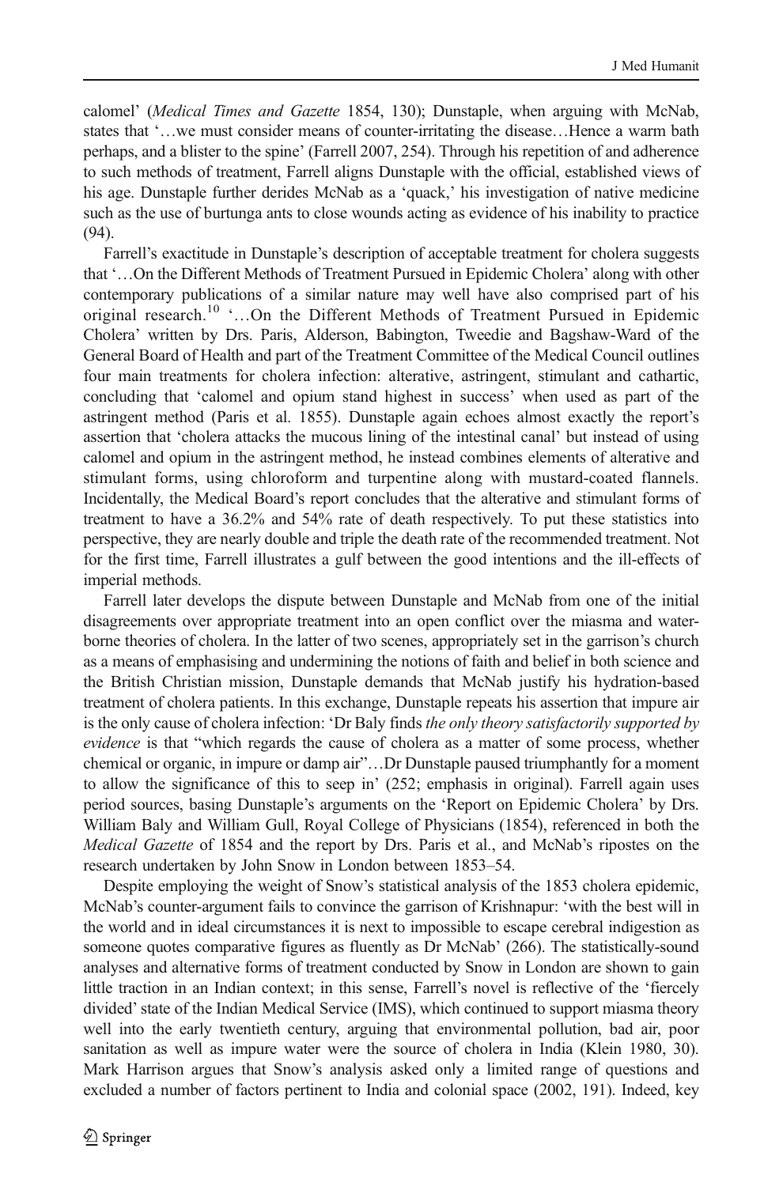calomel' (*Medical Times and Gazette* 1854, 130); Dunstaple, when arguing with McNab, states that '…we must consider means of counter-irritating the disease…Hence a warm bath perhaps, and a blister to the spine' (Farrell 2007, 254). Through his repetition of and adherence to such methods of treatment, Farrell aligns Dunstaple with the official, established views of his age. Dunstaple further derides McNab as a 'quack,' his investigation of native medicine such as the use of burtunga ants to close wounds acting as evidence of his inability to practice (94).

Farrell's exactitude in Dunstaple's description of acceptable treatment for cholera suggests that '…On the Different Methods of Treatment Pursued in Epidemic Cholera' along with other contemporary publications of a similar nature may well have also comprised part of his original research.[10] '…On the Different Methods of Treatment Pursued in Epidemic Cholera' written by Drs. Paris, Alderson, Babington, Tweedie and Bagshaw-Ward of the General Board of Health and part of the Treatment Committee of the Medical Council outlines four main treatments for cholera infection: alterative, astringent, stimulant and cathartic, concluding that 'calomel and opium stand highest in success' when used as part of the astringent method (Paris et al. 1855). Dunstaple again echoes almost exactly the report's assertion that 'cholera attacks the mucous lining of the intestinal canal' but instead of using calomel and opium in the astringent method, he instead combines elements of alterative and stimulant forms, using chloroform and turpentine along with mustard-coated flannels. Incidentally, the Medical Board's report concludes that the alterative and stimulant forms of treatment to have a 36.2% and 54% rate of death respectively. To put these statistics into perspective, they are nearly double and triple the death rate of the recommended treatment. Not for the first time, Farrell illustrates a gulf between the good intentions and the ill-effects of imperial methods.

Farrell later develops the dispute between Dunstaple and McNab from one of the initial disagreements over appropriate treatment into an open conflict over the miasma and water-borne theories of cholera. In the latter of two scenes, appropriately set in the garrison's church as a means of emphasising and undermining the notions of faith and belief in both science and the British Christian mission, Dunstaple demands that McNab justify his hydration-based treatment of cholera patients. In this exchange, Dunstaple repeats his assertion that impure air is the only cause of cholera infection: 'Dr Baly finds *the only theory satisfactorily supported by evidence* is that "which regards the cause of cholera as a matter of some process, whether chemical or organic, in impure or damp air"…Dr Dunstaple paused triumphantly for a moment to allow the significance of this to seep in' (252; emphasis in original). Farrell again uses period sources, basing Dunstaple's arguments on the 'Report on Epidemic Cholera' by Drs. William Baly and William Gull, Royal College of Physicians (1854), referenced in both the *Medical Gazette* of 1854 and the report by Drs. Paris et al., and McNab's ripostes on the research undertaken by John Snow in London between 1853–54.

Despite employing the weight of Snow's statistical analysis of the 1853 cholera epidemic, McNab's counter-argument fails to convince the garrison of Krishnapur: 'with the best will in the world and in ideal circumstances it is next to impossible to escape cerebral indigestion as someone quotes comparative figures as fluently as Dr McNab' (266). The statistically-sound analyses and alternative forms of treatment conducted by Snow in London are shown to gain little traction in an Indian context; in this sense, Farrell's novel is reflective of the 'fiercely divided' state of the Indian Medical Service (IMS), which continued to support miasma theory well into the early twentieth century, arguing that environmental pollution, bad air, poor sanitation as well as impure water were the source of cholera in India (Klein 1980, 30). Mark Harrison argues that Snow's analysis asked only a limited range of questions and excluded a number of factors pertinent to India and colonial space (2002, 191). Indeed, key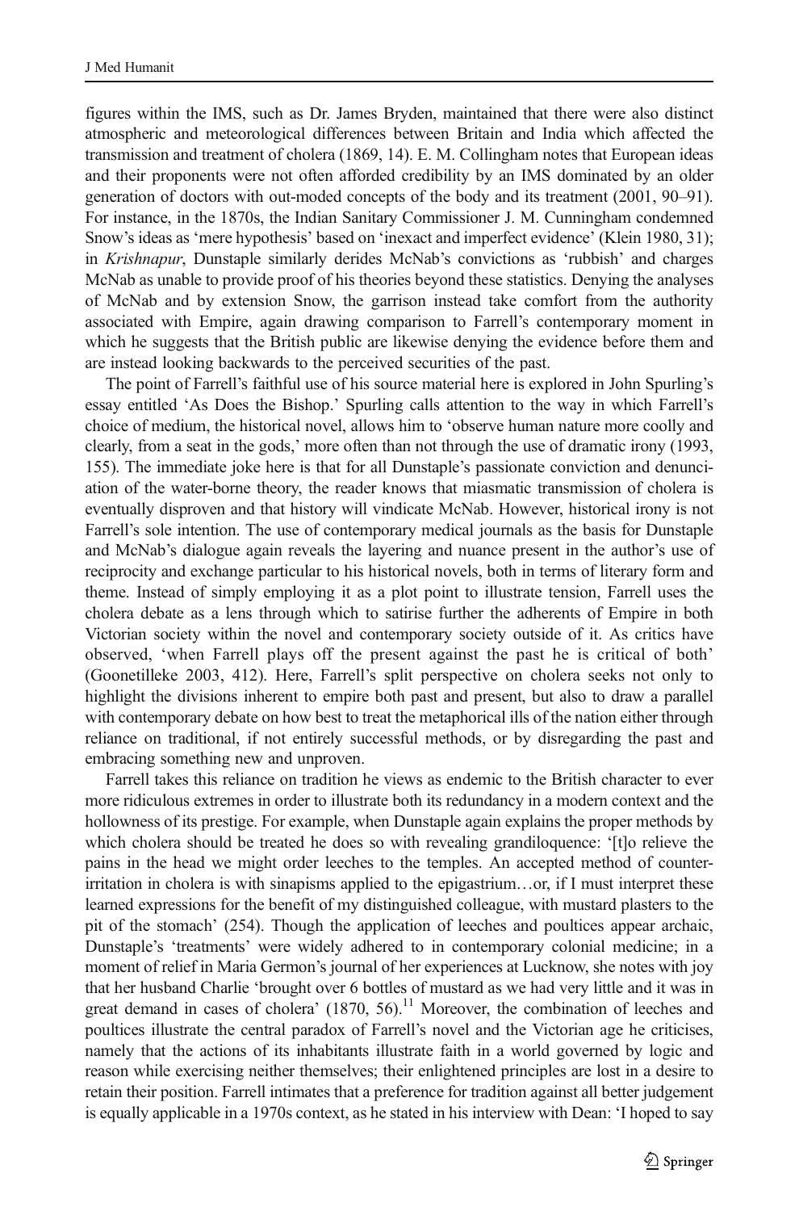figures within the IMS, such as Dr. James Bryden, maintained that there were also distinct atmospheric and meteorological differences between Britain and India which affected the transmission and treatment of cholera (1869, 14). E. M. Collingham notes that European ideas and their proponents were not often afforded credibility by an IMS dominated by an older generation of doctors with out-moded concepts of the body and its treatment (2001, 90–91). For instance, in the 1870s, the Indian Sanitary Commissioner J. M. Cunningham condemned Snow's ideas as 'mere hypothesis' based on 'inexact and imperfect evidence' (Klein 1980, 31); in *Krishnapur*, Dunstaple similarly derides McNab's convictions as 'rubbish' and charges McNab as unable to provide proof of his theories beyond these statistics. Denying the analyses of McNab and by extension Snow, the garrison instead take comfort from the authority associated with Empire, again drawing comparison to Farrell's contemporary moment in which he suggests that the British public are likewise denying the evidence before them and are instead looking backwards to the perceived securities of the past.

The point of Farrell's faithful use of his source material here is explored in John Spurling's essay entitled 'As Does the Bishop.' Spurling calls attention to the way in which Farrell's choice of medium, the historical novel, allows him to 'observe human nature more coolly and clearly, from a seat in the gods,' more often than not through the use of dramatic irony (1993, 155). The immediate joke here is that for all Dunstaple's passionate conviction and denunciation of the water-borne theory, the reader knows that miasmatic transmission of cholera is eventually disproven and that history will vindicate McNab. However, historical irony is not Farrell's sole intention. The use of contemporary medical journals as the basis for Dunstaple and McNab's dialogue again reveals the layering and nuance present in the author's use of reciprocity and exchange particular to his historical novels, both in terms of literary form and theme. Instead of simply employing it as a plot point to illustrate tension, Farrell uses the cholera debate as a lens through which to satirise further the adherents of Empire in both Victorian society within the novel and contemporary society outside of it. As critics have observed, 'when Farrell plays off the present against the past he is critical of both' (Goonetilleke 2003, 412). Here, Farrell's split perspective on cholera seeks not only to highlight the divisions inherent to empire both past and present, but also to draw a parallel with contemporary debate on how best to treat the metaphorical ills of the nation either through reliance on traditional, if not entirely successful methods, or by disregarding the past and embracing something new and unproven.

Farrell takes this reliance on tradition he views as endemic to the British character to ever more ridiculous extremes in order to illustrate both its redundancy in a modern context and the hollowness of its prestige. For example, when Dunstaple again explains the proper methods by which cholera should be treated he does so with revealing grandiloquence: '[t]o relieve the pains in the head we might order leeches to the temples. An accepted method of counter-irritation in cholera is with sinapisms applied to the epigastrium…or, if I must interpret these learned expressions for the benefit of my distinguished colleague, with mustard plasters to the pit of the stomach' (254). Though the application of leeches and poultices appear archaic, Dunstaple's 'treatments' were widely adhered to in contemporary colonial medicine; in a moment of relief in Maria Germon's journal of her experiences at Lucknow, she notes with joy that her husband Charlie 'brought over 6 bottles of mustard as we had very little and it was in great demand in cases of cholera' (1870, 56).[11] Moreover, the combination of leeches and poultices illustrate the central paradox of Farrell's novel and the Victorian age he criticises, namely that the actions of its inhabitants illustrate faith in a world governed by logic and reason while exercising neither themselves; their enlightened principles are lost in a desire to retain their position. Farrell intimates that a preference for tradition against all better judgement is equally applicable in a 1970s context, as he stated in his interview with Dean: 'I hoped to say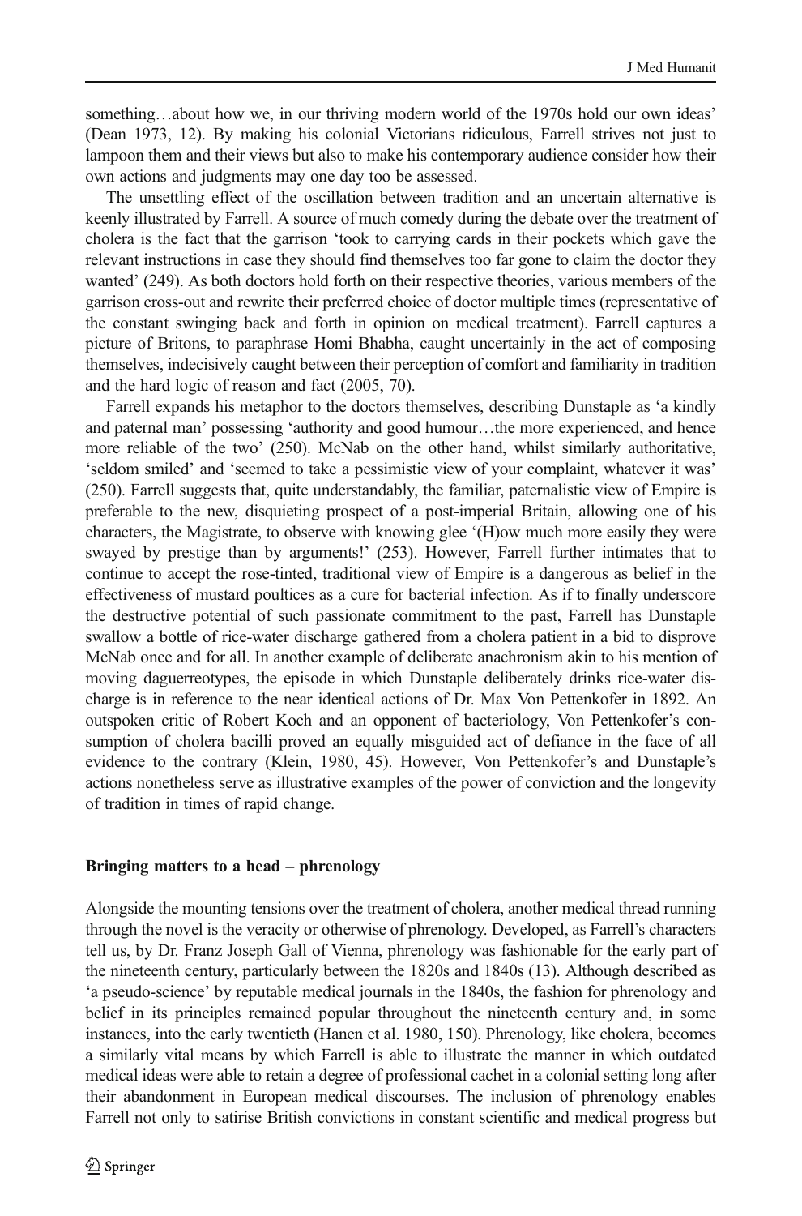something…about how we, in our thriving modern world of the 1970s hold our own ideas' (Dean 1973, 12). By making his colonial Victorians ridiculous, Farrell strives not just to lampoon them and their views but also to make his contemporary audience consider how their own actions and judgments may one day too be assessed.

The unsettling effect of the oscillation between tradition and an uncertain alternative is keenly illustrated by Farrell. A source of much comedy during the debate over the treatment of cholera is the fact that the garrison 'took to carrying cards in their pockets which gave the relevant instructions in case they should find themselves too far gone to claim the doctor they wanted' (249). As both doctors hold forth on their respective theories, various members of the garrison cross-out and rewrite their preferred choice of doctor multiple times (representative of the constant swinging back and forth in opinion on medical treatment). Farrell captures a picture of Britons, to paraphrase Homi Bhabha, caught uncertainly in the act of composing themselves, indecisively caught between their perception of comfort and familiarity in tradition and the hard logic of reason and fact (2005, 70).

Farrell expands his metaphor to the doctors themselves, describing Dunstaple as 'a kindly and paternal man' possessing 'authority and good humour…the more experienced, and hence more reliable of the two' (250). McNab on the other hand, whilst similarly authoritative, 'seldom smiled' and 'seemed to take a pessimistic view of your complaint, whatever it was' (250). Farrell suggests that, quite understandably, the familiar, paternalistic view of Empire is preferable to the new, disquieting prospect of a post-imperial Britain, allowing one of his characters, the Magistrate, to observe with knowing glee '(H)ow much more easily they were swayed by prestige than by arguments!' (253). However, Farrell further intimates that to continue to accept the rose-tinted, traditional view of Empire is a dangerous as belief in the effectiveness of mustard poultices as a cure for bacterial infection. As if to finally underscore the destructive potential of such passionate commitment to the past, Farrell has Dunstaple swallow a bottle of rice-water discharge gathered from a cholera patient in a bid to disprove McNab once and for all. In another example of deliberate anachronism akin to his mention of moving daguerreotypes, the episode in which Dunstaple deliberately drinks rice-water discharge is in reference to the near identical actions of Dr. Max Von Pettenkofer in 1892. An outspoken critic of Robert Koch and an opponent of bacteriology, Von Pettenkofer's consumption of cholera bacilli proved an equally misguided act of defiance in the face of all evidence to the contrary (Klein, 1980, 45). However, Von Pettenkofer's and Dunstaple's actions nonetheless serve as illustrative examples of the power of conviction and the longevity of tradition in times of rapid change.

## Bringing matters to a head – phrenology

Alongside the mounting tensions over the treatment of cholera, another medical thread running through the novel is the veracity or otherwise of phrenology. Developed, as Farrell's characters tell us, by Dr. Franz Joseph Gall of Vienna, phrenology was fashionable for the early part of the nineteenth century, particularly between the 1820s and 1840s (13). Although described as 'a pseudo-science' by reputable medical journals in the 1840s, the fashion for phrenology and belief in its principles remained popular throughout the nineteenth century and, in some instances, into the early twentieth (Hanen et al. 1980, 150). Phrenology, like cholera, becomes a similarly vital means by which Farrell is able to illustrate the manner in which outdated medical ideas were able to retain a degree of professional cachet in a colonial setting long after their abandonment in European medical discourses. The inclusion of phrenology enables Farrell not only to satirise British convictions in constant scientific and medical progress but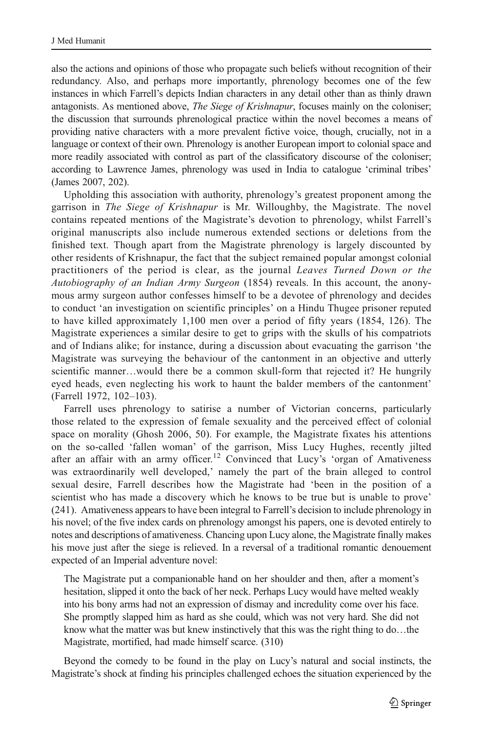also the actions and opinions of those who propagate such beliefs without recognition of their redundancy. Also, and perhaps more importantly, phrenology becomes one of the few instances in which Farrell's depicts Indian characters in any detail other than as thinly drawn antagonists. As mentioned above, *The Siege of Krishnapur*, focuses mainly on the coloniser; the discussion that surrounds phrenological practice within the novel becomes a means of providing native characters with a more prevalent fictive voice, though, crucially, not in a language or context of their own. Phrenology is another European import to colonial space and more readily associated with control as part of the classificatory discourse of the coloniser; according to Lawrence James, phrenology was used in India to catalogue 'criminal tribes' (James 2007, 202).

Upholding this association with authority, phrenology's greatest proponent among the garrison in *The Siege of Krishnapur* is Mr. Willoughby, the Magistrate. The novel contains repeated mentions of the Magistrate's devotion to phrenology, whilst Farrell's original manuscripts also include numerous extended sections or deletions from the finished text. Though apart from the Magistrate phrenology is largely discounted by other residents of Krishnapur, the fact that the subject remained popular amongst colonial practitioners of the period is clear, as the journal *Leaves Turned Down or the Autobiography of an Indian Army Surgeon* (1854) reveals. In this account, the anonymous army surgeon author confesses himself to be a devotee of phrenology and decides to conduct 'an investigation on scientific principles' on a Hindu Thugee prisoner reputed to have killed approximately 1,100 men over a period of fifty years (1854, 126). The Magistrate experiences a similar desire to get to grips with the skulls of his compatriots and of Indians alike; for instance, during a discussion about evacuating the garrison 'the Magistrate was surveying the behaviour of the cantonment in an objective and utterly scientific manner…would there be a common skull-form that rejected it? He hungrily eyed heads, even neglecting his work to haunt the balder members of the cantonment' (Farrell 1972, 102–103).

Farrell uses phrenology to satirise a number of Victorian concerns, particularly those related to the expression of female sexuality and the perceived effect of colonial space on morality (Ghosh 2006, 50). For example, the Magistrate fixates his attentions on the so-called 'fallen woman' of the garrison, Miss Lucy Hughes, recently jilted after an affair with an army officer.[12] Convinced that Lucy's 'organ of Amativeness was extraordinarily well developed,' namely the part of the brain alleged to control sexual desire, Farrell describes how the Magistrate had 'been in the position of a scientist who has made a discovery which he knows to be true but is unable to prove' (241). Amativeness appears to have been integral to Farrell's decision to include phrenology in his novel; of the five index cards on phrenology amongst his papers, one is devoted entirely to notes and descriptions of amativeness. Chancing upon Lucy alone, the Magistrate finally makes his move just after the siege is relieved. In a reversal of a traditional romantic denouement expected of an Imperial adventure novel:

> The Magistrate put a companionable hand on her shoulder and then, after a moment's hesitation, slipped it onto the back of her neck. Perhaps Lucy would have melted weakly into his bony arms had not an expression of dismay and incredulity come over his face. She promptly slapped him as hard as she could, which was not very hard. She did not know what the matter was but knew instinctively that this was the right thing to do…the Magistrate, mortified, had made himself scarce. (310)

Beyond the comedy to be found in the play on Lucy's natural and social instincts, the Magistrate's shock at finding his principles challenged echoes the situation experienced by the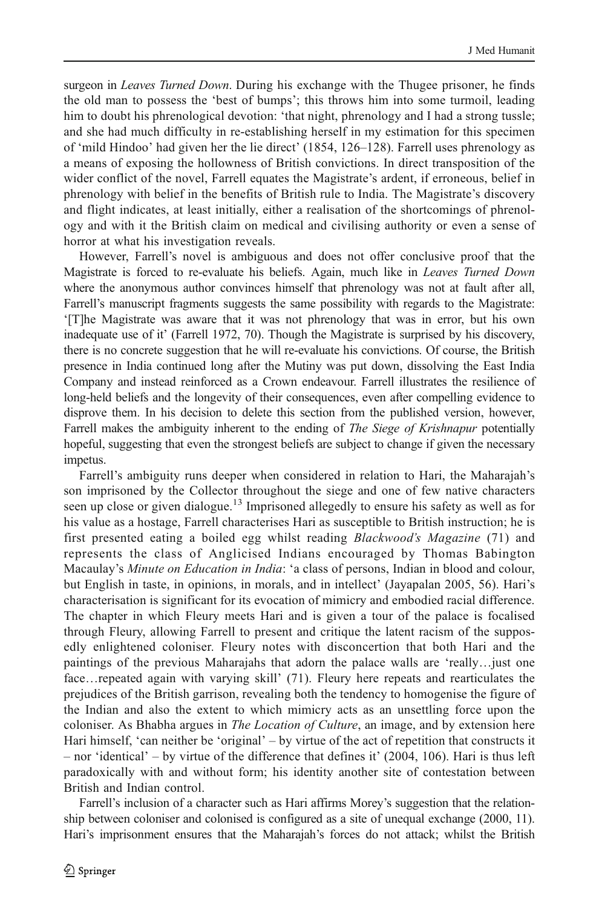surgeon in *Leaves Turned Down*. During his exchange with the Thugee prisoner, he finds the old man to possess the 'best of bumps'; this throws him into some turmoil, leading him to doubt his phrenological devotion: 'that night, phrenology and I had a strong tussle; and she had much difficulty in re-establishing herself in my estimation for this specimen of 'mild Hindoo' had given her the lie direct' (1854, 126–128). Farrell uses phrenology as a means of exposing the hollowness of British convictions. In direct transposition of the wider conflict of the novel, Farrell equates the Magistrate's ardent, if erroneous, belief in phrenology with belief in the benefits of British rule to India. The Magistrate's discovery and flight indicates, at least initially, either a realisation of the shortcomings of phrenology and with it the British claim on medical and civilising authority or even a sense of horror at what his investigation reveals.

However, Farrell's novel is ambiguous and does not offer conclusive proof that the Magistrate is forced to re-evaluate his beliefs. Again, much like in *Leaves Turned Down* where the anonymous author convinces himself that phrenology was not at fault after all, Farrell's manuscript fragments suggests the same possibility with regards to the Magistrate: '[T]he Magistrate was aware that it was not phrenology that was in error, but his own inadequate use of it' (Farrell 1972, 70). Though the Magistrate is surprised by his discovery, there is no concrete suggestion that he will re-evaluate his convictions. Of course, the British presence in India continued long after the Mutiny was put down, dissolving the East India Company and instead reinforced as a Crown endeavour. Farrell illustrates the resilience of long-held beliefs and the longevity of their consequences, even after compelling evidence to disprove them. In his decision to delete this section from the published version, however, Farrell makes the ambiguity inherent to the ending of *The Siege of Krishnapur* potentially hopeful, suggesting that even the strongest beliefs are subject to change if given the necessary impetus.

Farrell's ambiguity runs deeper when considered in relation to Hari, the Maharajah's son imprisoned by the Collector throughout the siege and one of few native characters seen up close or given dialogue.[13] Imprisoned allegedly to ensure his safety as well as for his value as a hostage, Farrell characterises Hari as susceptible to British instruction; he is first presented eating a boiled egg whilst reading *Blackwood's Magazine* (71) and represents the class of Anglicised Indians encouraged by Thomas Babington Macaulay's *Minute on Education in India*: 'a class of persons, Indian in blood and colour, but English in taste, in opinions, in morals, and in intellect' (Jayapalan 2005, 56). Hari's characterisation is significant for its evocation of mimicry and embodied racial difference. The chapter in which Fleury meets Hari and is given a tour of the palace is focalised through Fleury, allowing Farrell to present and critique the latent racism of the supposedly enlightened coloniser. Fleury notes with disconcertion that both Hari and the paintings of the previous Maharajahs that adorn the palace walls are 'really…just one face…repeated again with varying skill' (71). Fleury here repeats and rearticulates the prejudices of the British garrison, revealing both the tendency to homogenise the figure of the Indian and also the extent to which mimicry acts as an unsettling force upon the coloniser. As Bhabha argues in *The Location of Culture*, an image, and by extension here Hari himself, 'can neither be 'original' – by virtue of the act of repetition that constructs it – nor 'identical' – by virtue of the difference that defines it' (2004, 106). Hari is thus left paradoxically with and without form; his identity another site of contestation between British and Indian control.

Farrell's inclusion of a character such as Hari affirms Morey's suggestion that the relationship between coloniser and colonised is configured as a site of unequal exchange (2000, 11). Hari's imprisonment ensures that the Maharajah's forces do not attack; whilst the British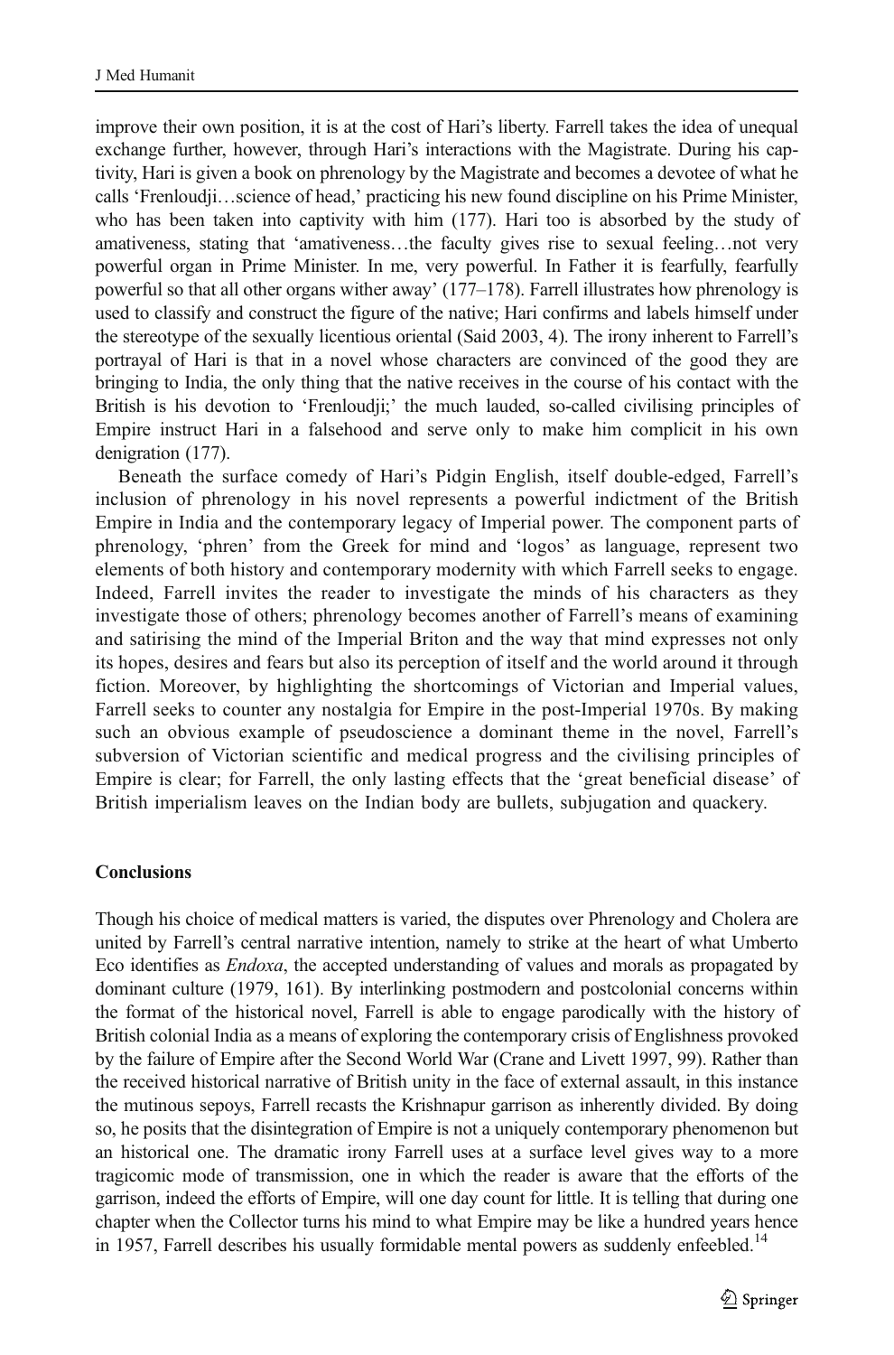improve their own position, it is at the cost of Hari's liberty. Farrell takes the idea of unequal exchange further, however, through Hari's interactions with the Magistrate. During his captivity, Hari is given a book on phrenology by the Magistrate and becomes a devotee of what he calls 'Frenloudji…science of head,' practicing his new found discipline on his Prime Minister, who has been taken into captivity with him (177). Hari too is absorbed by the study of amativeness, stating that 'amativeness…the faculty gives rise to sexual feeling…not very powerful organ in Prime Minister. In me, very powerful. In Father it is fearfully, fearfully powerful so that all other organs wither away' (177–178). Farrell illustrates how phrenology is used to classify and construct the figure of the native; Hari confirms and labels himself under the stereotype of the sexually licentious oriental (Said 2003, 4). The irony inherent to Farrell's portrayal of Hari is that in a novel whose characters are convinced of the good they are bringing to India, the only thing that the native receives in the course of his contact with the British is his devotion to 'Frenloudji;' the much lauded, so-called civilising principles of Empire instruct Hari in a falsehood and serve only to make him complicit in his own denigration (177).

Beneath the surface comedy of Hari's Pidgin English, itself double-edged, Farrell's inclusion of phrenology in his novel represents a powerful indictment of the British Empire in India and the contemporary legacy of Imperial power. The component parts of phrenology, 'phren' from the Greek for mind and 'logos' as language, represent two elements of both history and contemporary modernity with which Farrell seeks to engage. Indeed, Farrell invites the reader to investigate the minds of his characters as they investigate those of others; phrenology becomes another of Farrell's means of examining and satirising the mind of the Imperial Briton and the way that mind expresses not only its hopes, desires and fears but also its perception of itself and the world around it through fiction. Moreover, by highlighting the shortcomings of Victorian and Imperial values, Farrell seeks to counter any nostalgia for Empire in the post-Imperial 1970s. By making such an obvious example of pseudoscience a dominant theme in the novel, Farrell's subversion of Victorian scientific and medical progress and the civilising principles of Empire is clear; for Farrell, the only lasting effects that the 'great beneficial disease' of British imperialism leaves on the Indian body are bullets, subjugation and quackery.

## Conclusions

Though his choice of medical matters is varied, the disputes over Phrenology and Cholera are united by Farrell's central narrative intention, namely to strike at the heart of what Umberto Eco identifies as *Endoxa*, the accepted understanding of values and morals as propagated by dominant culture (1979, 161). By interlinking postmodern and postcolonial concerns within the format of the historical novel, Farrell is able to engage parodically with the history of British colonial India as a means of exploring the contemporary crisis of Englishness provoked by the failure of Empire after the Second World War (Crane and Livett 1997, 99). Rather than the received historical narrative of British unity in the face of external assault, in this instance the mutinous sepoys, Farrell recasts the Krishnapur garrison as inherently divided. By doing so, he posits that the disintegration of Empire is not a uniquely contemporary phenomenon but an historical one. The dramatic irony Farrell uses at a surface level gives way to a more tragicomic mode of transmission, one in which the reader is aware that the efforts of the garrison, indeed the efforts of Empire, will one day count for little. It is telling that during one chapter when the Collector turns his mind to what Empire may be like a hundred years hence in 1957, Farrell describes his usually formidable mental powers as suddenly enfeebled.[14]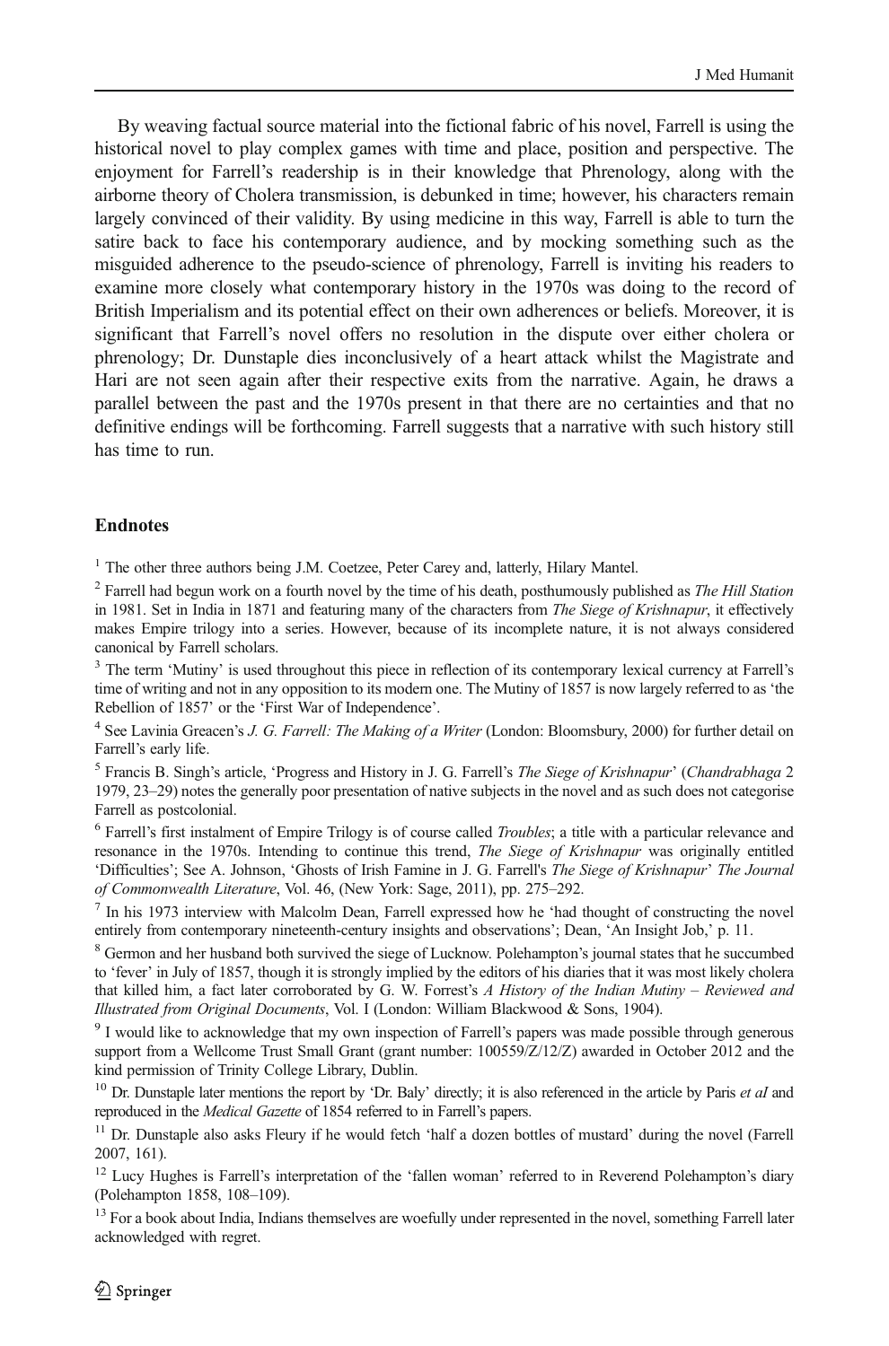By weaving factual source material into the fictional fabric of his novel, Farrell is using the historical novel to play complex games with time and place, position and perspective. The enjoyment for Farrell's readership is in their knowledge that Phrenology, along with the airborne theory of Cholera transmission, is debunked in time; however, his characters remain largely convinced of their validity. By using medicine in this way, Farrell is able to turn the satire back to face his contemporary audience, and by mocking something such as the misguided adherence to the pseudo-science of phrenology, Farrell is inviting his readers to examine more closely what contemporary history in the 1970s was doing to the record of British Imperialism and its potential effect on their own adherences or beliefs. Moreover, it is significant that Farrell's novel offers no resolution in the dispute over either cholera or phrenology; Dr. Dunstaple dies inconclusively of a heart attack whilst the Magistrate and Hari are not seen again after their respective exits from the narrative. Again, he draws a parallel between the past and the 1970s present in that there are no certainties and that no definitive endings will be forthcoming. Farrell suggests that a narrative with such history still has time to run.

### Endnotes

[1] The other three authors being J.M. Coetzee, Peter Carey and, latterly, Hilary Mantel.

[2] Farrell had begun work on a fourth novel by the time of his death, posthumously published as *The Hill Station* in 1981. Set in India in 1871 and featuring many of the characters from *The Siege of Krishnapur*, it effectively makes Empire trilogy into a series. However, because of its incomplete nature, it is not always considered canonical by Farrell scholars.

[3] The term 'Mutiny' is used throughout this piece in reflection of its contemporary lexical currency at Farrell's time of writing and not in any opposition to its modern one. The Mutiny of 1857 is now largely referred to as 'the Rebellion of 1857' or the 'First War of Independence'.

[4] See Lavinia Greacen's *J. G. Farrell: The Making of a Writer* (London: Bloomsbury, 2000) for further detail on Farrell's early life.

[5] Francis B. Singh's article, 'Progress and History in J. G. Farrell's *The Siege of Krishnapur*' (*Chandrabhaga* 2 1979, 23–29) notes the generally poor presentation of native subjects in the novel and as such does not categorise Farrell as postcolonial.

[6] Farrell's first instalment of Empire Trilogy is of course called *Troubles*; a title with a particular relevance and resonance in the 1970s. Intending to continue this trend, *The Siege of Krishnapur* was originally entitled 'Difficulties'; See A. Johnson, 'Ghosts of Irish Famine in J. G. Farrell's *The Siege of Krishnapur*' *The Journal of Commonwealth Literature*, Vol. 46, (New York: Sage, 2011), pp. 275–292.

[7] In his 1973 interview with Malcolm Dean, Farrell expressed how he 'had thought of constructing the novel entirely from contemporary nineteenth-century insights and observations'; Dean, 'An Insight Job,' p. 11.

[8] Germon and her husband both survived the siege of Lucknow. Polehampton's journal states that he succumbed to 'fever' in July of 1857, though it is strongly implied by the editors of his diaries that it was most likely cholera that killed him, a fact later corroborated by G. W. Forrest's *A History of the Indian Mutiny – Reviewed and Illustrated from Original Documents*, Vol. I (London: William Blackwood & Sons, 1904).

[9] I would like to acknowledge that my own inspection of Farrell's papers was made possible through generous support from a Wellcome Trust Small Grant (grant number: 100559/Z/12/Z) awarded in October 2012 and the kind permission of Trinity College Library, Dublin.

[10] Dr. Dunstaple later mentions the report by 'Dr. Baly' directly; it is also referenced in the article by Paris *et al* and reproduced in the *Medical Gazette* of 1854 referred to in Farrell's papers.

[11] Dr. Dunstaple also asks Fleury if he would fetch 'half a dozen bottles of mustard' during the novel (Farrell 2007, 161).

[12] Lucy Hughes is Farrell's interpretation of the 'fallen woman' referred to in Reverend Polehampton's diary (Polehampton 1858, 108–109).

[13] For a book about India, Indians themselves are woefully under represented in the novel, something Farrell later acknowledged with regret.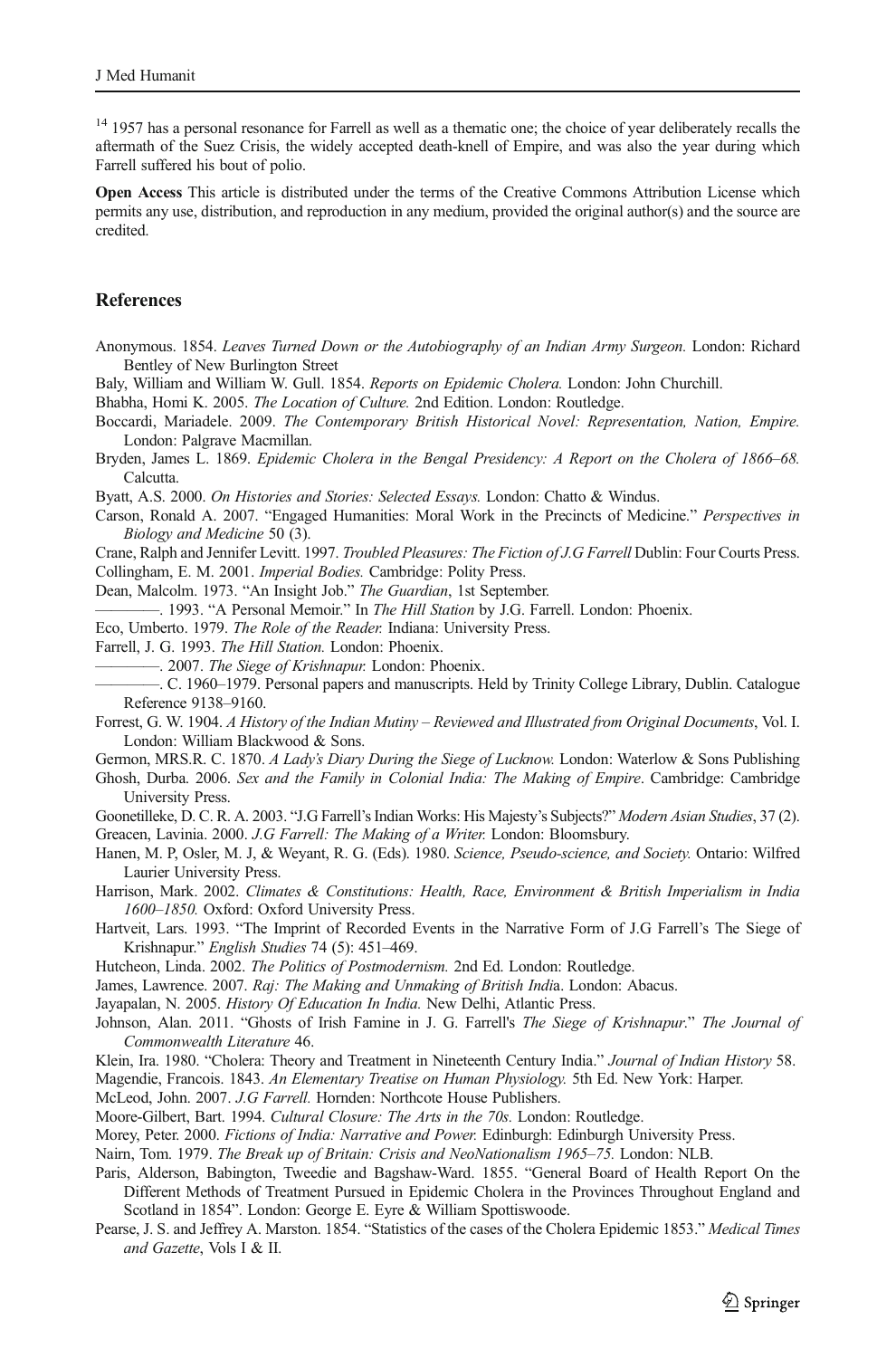[14] 1957 has a personal resonance for Farrell as well as a thematic one; the choice of year deliberately recalls the aftermath of the Suez Crisis, the widely accepted death-knell of Empire, and was also the year during which Farrell suffered his bout of polio.

**Open Access** This article is distributed under the terms of the Creative Commons Attribution License which permits any use, distribution, and reproduction in any medium, provided the original author(s) and the source are credited.

## References

Anonymous. 1854. *Leaves Turned Down or the Autobiography of an Indian Army Surgeon.* London: Richard Bentley of New Burlington Street

Baly, William and William W. Gull. 1854. *Reports on Epidemic Cholera.* London: John Churchill.

Bhabha, Homi K. 2005. *The Location of Culture.* 2nd Edition. London: Routledge.

Boccardi, Mariadele. 2009. *The Contemporary British Historical Novel: Representation, Nation, Empire.* London: Palgrave Macmillan.

Bryden, James L. 1869. *Epidemic Cholera in the Bengal Presidency: A Report on the Cholera of 1866–68.* Calcutta.

Byatt, A.S. 2000. *On Histories and Stories: Selected Essays.* London: Chatto & Windus.

Carson, Ronald A. 2007. "Engaged Humanities: Moral Work in the Precincts of Medicine." *Perspectives in Biology and Medicine* 50 (3).

Crane, Ralph and Jennifer Levitt. 1997. *Troubled Pleasures: The Fiction of J.G Farrell* Dublin: Four Courts Press.

Collingham, E. M. 2001. *Imperial Bodies.* Cambridge: Polity Press.

Dean, Malcolm. 1973. "An Insight Job." *The Guardian*, 1st September.

————. 1993. "A Personal Memoir." In *The Hill Station* by J.G. Farrell. London: Phoenix.

Eco, Umberto. 1979. *The Role of the Reader.* Indiana: University Press.

Farrell, J. G. 1993. *The Hill Station.* London: Phoenix.

————. 2007. *The Siege of Krishnapur.* London: Phoenix.

————. C. 1960–1979. Personal papers and manuscripts. Held by Trinity College Library, Dublin. Catalogue Reference 9138–9160.

Forrest, G. W. 1904. *A History of the Indian Mutiny – Reviewed and Illustrated from Original Documents*, Vol. I. London: William Blackwood & Sons.

Germon, MRS.R. C. 1870. *A Lady's Diary During the Siege of Lucknow.* London: Waterlow & Sons Publishing

Ghosh, Durba. 2006. *Sex and the Family in Colonial India: The Making of Empire*. Cambridge: Cambridge University Press.

Goonetilleke, D. C. R. A. 2003. "J.G Farrell's Indian Works: His Majesty's Subjects?" *Modern Asian Studies*, 37 (2).

Greacen, Lavinia. 2000. *J.G Farrell: The Making of a Writer.* London: Bloomsbury.

Hanen, M. P, Osler, M. J, & Weyant, R. G. (Eds). 1980. *Science, Pseudo-science, and Society.* Ontario: Wilfred Laurier University Press.

Harrison, Mark. 2002. *Climates & Constitutions: Health, Race, Environment & British Imperialism in India 1600–1850.* Oxford: Oxford University Press.

Hartveit, Lars. 1993. "The Imprint of Recorded Events in the Narrative Form of J.G Farrell's The Siege of Krishnapur." *English Studies* 74 (5): 451–469.

Hutcheon, Linda. 2002. *The Politics of Postmodernism.* 2nd Ed. London: Routledge.

James, Lawrence. 2007. *Raj: The Making and Unmaking of British India.* London: Abacus.

Jayapalan, N. 2005. *History Of Education In India.* New Delhi, Atlantic Press.

Johnson, Alan. 2011. "Ghosts of Irish Famine in J. G. Farrell's *The Siege of Krishnapur.*" *The Journal of Commonwealth Literature* 46.

Klein, Ira. 1980. "Cholera: Theory and Treatment in Nineteenth Century India." *Journal of Indian History* 58.

Magendie, Francois. 1843. *An Elementary Treatise on Human Physiology.* 5th Ed. New York: Harper.

McLeod, John. 2007. *J.G Farrell.* Hornden: Northcote House Publishers.

Moore-Gilbert, Bart. 1994. *Cultural Closure: The Arts in the 70s.* London: Routledge.

Morey, Peter. 2000. *Fictions of India: Narrative and Power.* Edinburgh: Edinburgh University Press.

Nairn, Tom. 1979. *The Break up of Britain: Crisis and NeoNationalism 1965–75.* London: NLB.

Paris, Alderson, Babington, Tweedie and Bagshaw-Ward. 1855. "General Board of Health Report On the Different Methods of Treatment Pursued in Epidemic Cholera in the Provinces Throughout England and Scotland in 1854". London: George E. Eyre & William Spottiswoode.

Pearse, J. S. and Jeffrey A. Marston. 1854. "Statistics of the cases of the Cholera Epidemic 1853." *Medical Times and Gazette*, Vols I & II.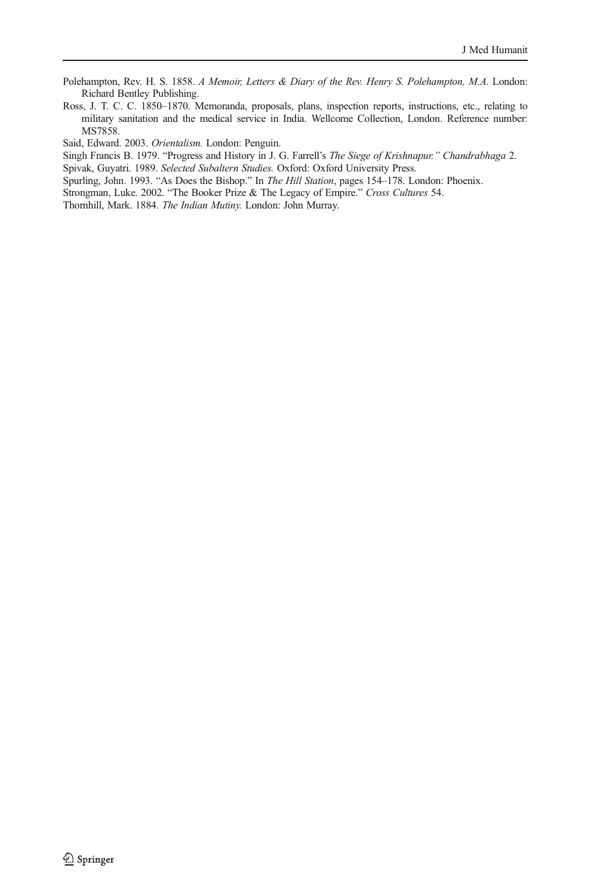Polehampton, Rev. H. S. 1858. *A Memoir, Letters & Diary of the Rev. Henry S. Polehampton, M.A.* London: Richard Bentley Publishing.

Ross, J. T. C. C. 1850–1870. Memoranda, proposals, plans, inspection reports, instructions, etc., relating to military sanitation and the medical service in India. Wellcome Collection, London. Reference number: MS7858.

Said, Edward. 2003. *Orientalism.* London: Penguin.

Singh Francis B. 1979. "Progress and History in J. G. Farrell's *The Siege of Krishnapur.*" *Chandrabhaga* 2.

Spivak, Guyatri. 1989. *Selected Subaltern Studies.* Oxford: Oxford University Press.

Spurling, John. 1993. "As Does the Bishop." In *The Hill Station*, pages 154–178. London: Phoenix.

Strongman, Luke. 2002. "The Booker Prize & The Legacy of Empire." *Cross Cultures* 54.

Thornhill, Mark. 1884. *The Indian Mutiny.* London: John Murray.